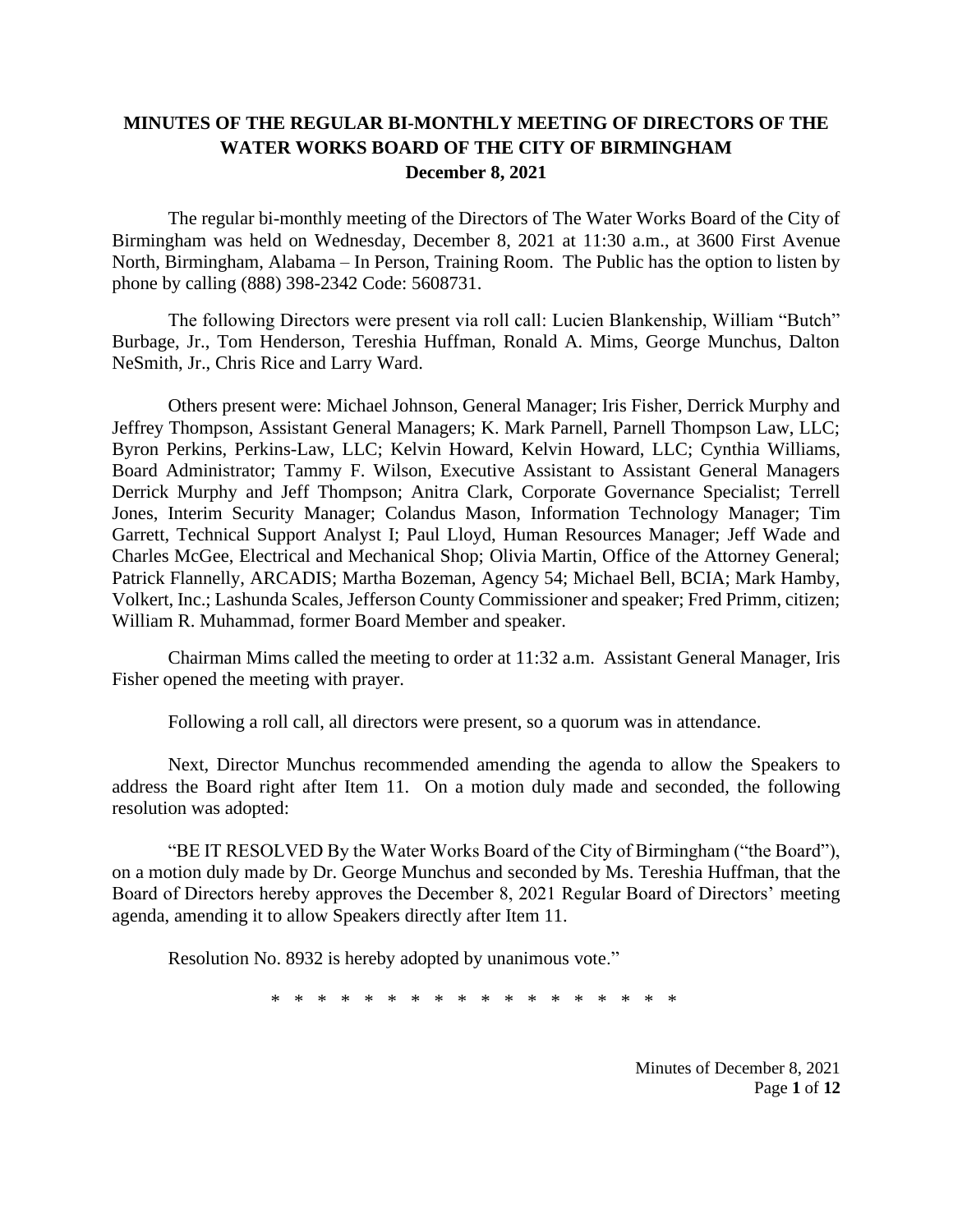# MINUTES OF THE REGULAR BI-MONTHLY MEETING OF DIRECTORS OF THE WATER WORKS BOARD OF THE CITY OF BIRMINGHAM
## December 8, 2021

The regular bi-monthly meeting of the Directors of The Water Works Board of the City of Birmingham was held on Wednesday, December 8, 2021 at 11:30 a.m., at 3600 First Avenue North, Birmingham, Alabama – In Person, Training Room. The Public has the option to listen by phone by calling (888) 398-2342 Code: 5608731.

The following Directors were present via roll call: Lucien Blankenship, William "Butch" Burbage, Jr., Tom Henderson, Tereshia Huffman, Ronald A. Mims, George Munchus, Dalton NeSmith, Jr., Chris Rice and Larry Ward.

Others present were: Michael Johnson, General Manager; Iris Fisher, Derrick Murphy and Jeffrey Thompson, Assistant General Managers; K. Mark Parnell, Parnell Thompson Law, LLC; Byron Perkins, Perkins-Law, LLC; Kelvin Howard, Kelvin Howard, LLC; Cynthia Williams, Board Administrator; Tammy F. Wilson, Executive Assistant to Assistant General Managers Derrick Murphy and Jeff Thompson; Anitra Clark, Corporate Governance Specialist; Terrell Jones, Interim Security Manager; Colandus Mason, Information Technology Manager; Tim Garrett, Technical Support Analyst I; Paul Lloyd, Human Resources Manager; Jeff Wade and Charles McGee, Electrical and Mechanical Shop; Olivia Martin, Office of the Attorney General; Patrick Flannelly, ARCADIS; Martha Bozeman, Agency 54; Michael Bell, BCIA; Mark Hamby, Volkert, Inc.; Lashunda Scales, Jefferson County Commissioner and speaker; Fred Primm, citizen; William R. Muhammad, former Board Member and speaker.

Chairman Mims called the meeting to order at 11:32 a.m. Assistant General Manager, Iris Fisher opened the meeting with prayer.

Following a roll call, all directors were present, so a quorum was in attendance.

Next, Director Munchus recommended amending the agenda to allow the Speakers to address the Board right after Item 11. On a motion duly made and seconded, the following resolution was adopted:

"BE IT RESOLVED By the Water Works Board of the City of Birmingham ("the Board"), on a motion duly made by Dr. George Munchus and seconded by Ms. Tereshia Huffman, that the Board of Directors hereby approves the December 8, 2021 Regular Board of Directors' meeting agenda, amending it to allow Speakers directly after Item 11.

Resolution No. 8932 is hereby adopted by unanimous vote."

\* \* \* \* \* \* \* \* \* \* \* \* \* \* \* \* \* \* \*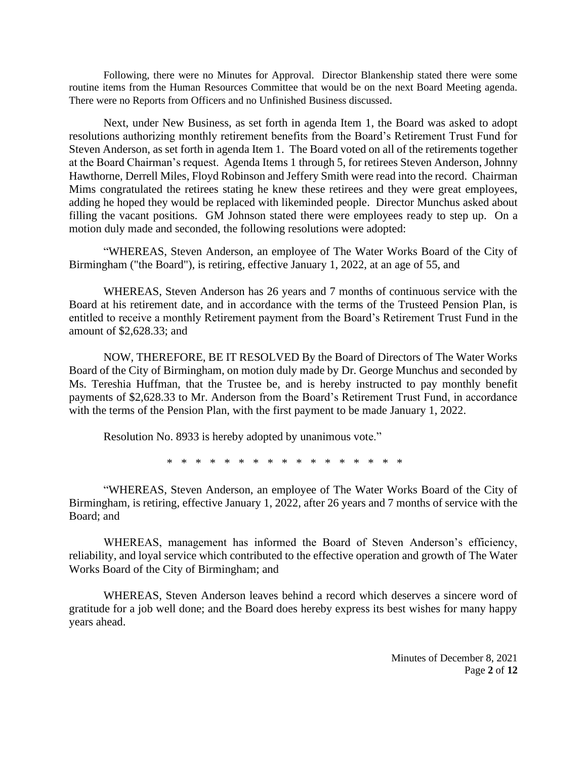Following, there were no Minutes for Approval. Director Blankenship stated there were some routine items from the Human Resources Committee that would be on the next Board Meeting agenda. There were no Reports from Officers and no Unfinished Business discussed.

Next, under New Business, as set forth in agenda Item 1, the Board was asked to adopt resolutions authorizing monthly retirement benefits from the Board's Retirement Trust Fund for Steven Anderson, as set forth in agenda Item 1. The Board voted on all of the retirements together at the Board Chairman's request. Agenda Items 1 through 5, for retirees Steven Anderson, Johnny Hawthorne, Derrell Miles, Floyd Robinson and Jeffery Smith were read into the record. Chairman Mims congratulated the retirees stating he knew these retirees and they were great employees, adding he hoped they would be replaced with likeminded people. Director Munchus asked about filling the vacant positions. GM Johnson stated there were employees ready to step up. On a motion duly made and seconded, the following resolutions were adopted:

"WHEREAS, Steven Anderson, an employee of The Water Works Board of the City of Birmingham ("the Board"), is retiring, effective January 1, 2022, at an age of 55, and

WHEREAS, Steven Anderson has 26 years and 7 months of continuous service with the Board at his retirement date, and in accordance with the terms of the Trusteed Pension Plan, is entitled to receive a monthly Retirement payment from the Board's Retirement Trust Fund in the amount of $2,628.33; and

NOW, THEREFORE, BE IT RESOLVED By the Board of Directors of The Water Works Board of the City of Birmingham, on motion duly made by Dr. George Munchus and seconded by Ms. Tereshia Huffman, that the Trustee be, and is hereby instructed to pay monthly benefit payments of $2,628.33 to Mr. Anderson from the Board's Retirement Trust Fund, in accordance with the terms of the Pension Plan, with the first payment to be made January 1, 2022.

Resolution No. 8933 is hereby adopted by unanimous vote."

\* \* \* \* \* \* \* \* \* \* \* \* \* \* \* \* \* \*

"WHEREAS, Steven Anderson, an employee of The Water Works Board of the City of Birmingham, is retiring, effective January 1, 2022, after 26 years and 7 months of service with the Board; and

WHEREAS, management has informed the Board of Steven Anderson's efficiency, reliability, and loyal service which contributed to the effective operation and growth of The Water Works Board of the City of Birmingham; and

WHEREAS, Steven Anderson leaves behind a record which deserves a sincere word of gratitude for a job well done; and the Board does hereby express its best wishes for many happy years ahead.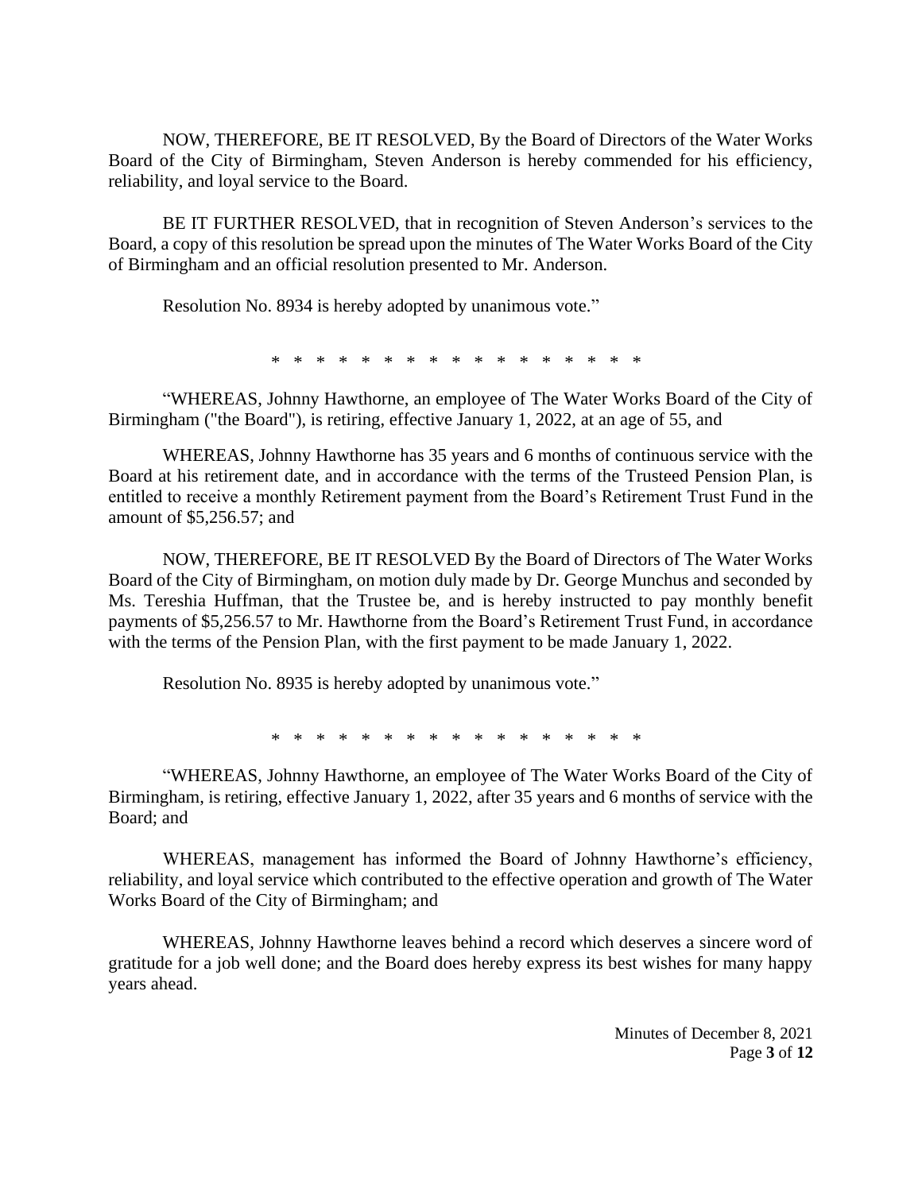NOW, THEREFORE, BE IT RESOLVED, By the Board of Directors of the Water Works Board of the City of Birmingham, Steven Anderson is hereby commended for his efficiency, reliability, and loyal service to the Board.

BE IT FURTHER RESOLVED, that in recognition of Steven Anderson's services to the Board, a copy of this resolution be spread upon the minutes of The Water Works Board of the City of Birmingham and an official resolution presented to Mr. Anderson.

Resolution No. 8934 is hereby adopted by unanimous vote."

\* \* \* \* \* \* \* \* \* \* \* \* \* \* \* \* \* \* \*

"WHEREAS, Johnny Hawthorne, an employee of The Water Works Board of the City of Birmingham ("the Board"), is retiring, effective January 1, 2022, at an age of 55, and

WHEREAS, Johnny Hawthorne has 35 years and 6 months of continuous service with the Board at his retirement date, and in accordance with the terms of the Trusteed Pension Plan, is entitled to receive a monthly Retirement payment from the Board's Retirement Trust Fund in the amount of $5,256.57; and

NOW, THEREFORE, BE IT RESOLVED By the Board of Directors of The Water Works Board of the City of Birmingham, on motion duly made by Dr. George Munchus and seconded by Ms. Tereshia Huffman, that the Trustee be, and is hereby instructed to pay monthly benefit payments of $5,256.57 to Mr. Hawthorne from the Board's Retirement Trust Fund, in accordance with the terms of the Pension Plan, with the first payment to be made January 1, 2022.

Resolution No. 8935 is hereby adopted by unanimous vote."

\* \* \* \* \* \* \* \* \* \* \* \* \* \* \* \* \* \* \*

"WHEREAS, Johnny Hawthorne, an employee of The Water Works Board of the City of Birmingham, is retiring, effective January 1, 2022, after 35 years and 6 months of service with the Board; and

WHEREAS, management has informed the Board of Johnny Hawthorne's efficiency, reliability, and loyal service which contributed to the effective operation and growth of The Water Works Board of the City of Birmingham; and

WHEREAS, Johnny Hawthorne leaves behind a record which deserves a sincere word of gratitude for a job well done; and the Board does hereby express its best wishes for many happy years ahead.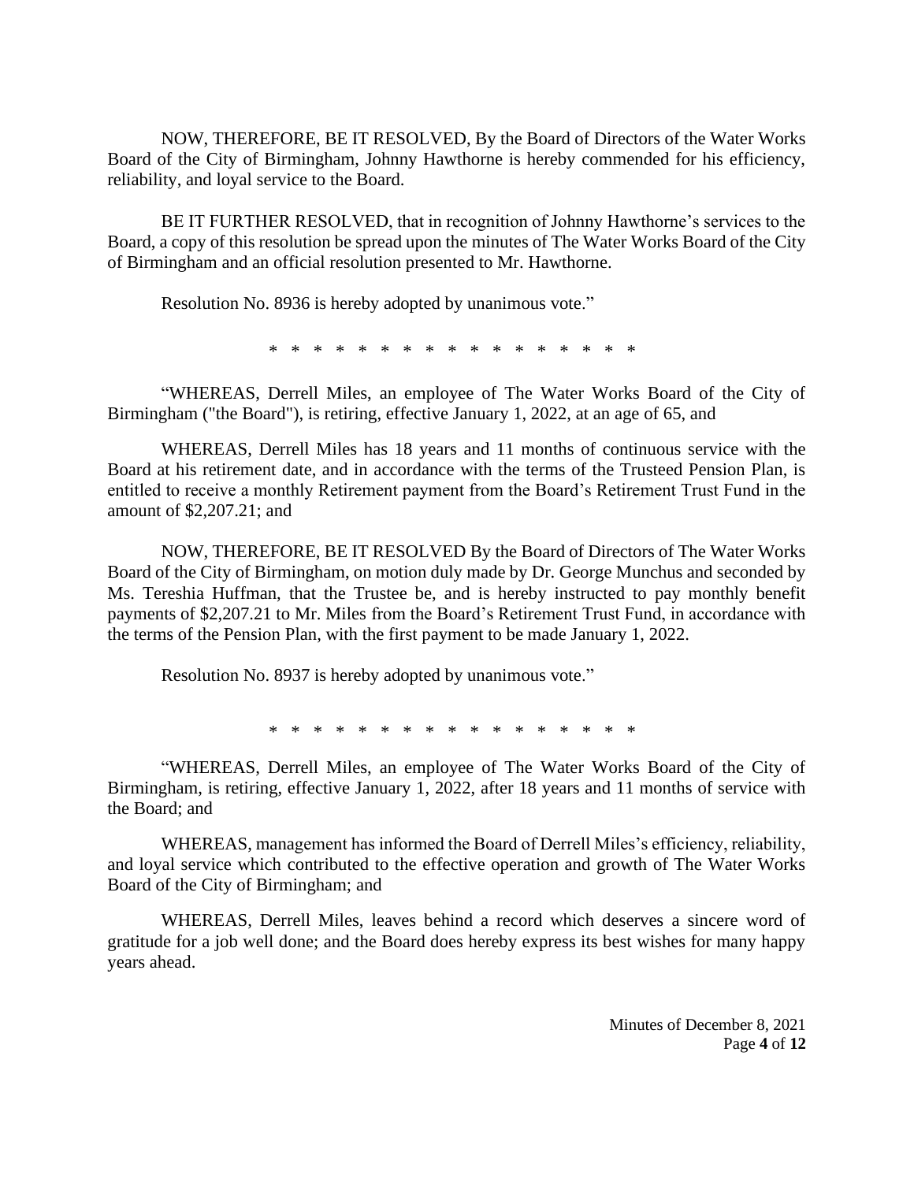NOW, THEREFORE, BE IT RESOLVED, By the Board of Directors of the Water Works Board of the City of Birmingham, Johnny Hawthorne is hereby commended for his efficiency, reliability, and loyal service to the Board.

BE IT FURTHER RESOLVED, that in recognition of Johnny Hawthorne's services to the Board, a copy of this resolution be spread upon the minutes of The Water Works Board of the City of Birmingham and an official resolution presented to Mr. Hawthorne.

Resolution No. 8936 is hereby adopted by unanimous vote."

\* \* \* \* \* \* \* \* \* \* \* \* \* \* \* \* \* \* \*

"WHEREAS, Derrell Miles, an employee of The Water Works Board of the City of Birmingham ("the Board"), is retiring, effective January 1, 2022, at an age of 65, and

WHEREAS, Derrell Miles has 18 years and 11 months of continuous service with the Board at his retirement date, and in accordance with the terms of the Trusteed Pension Plan, is entitled to receive a monthly Retirement payment from the Board's Retirement Trust Fund in the amount of $2,207.21; and

NOW, THEREFORE, BE IT RESOLVED By the Board of Directors of The Water Works Board of the City of Birmingham, on motion duly made by Dr. George Munchus and seconded by Ms. Tereshia Huffman, that the Trustee be, and is hereby instructed to pay monthly benefit payments of $2,207.21 to Mr. Miles from the Board's Retirement Trust Fund, in accordance with the terms of the Pension Plan, with the first payment to be made January 1, 2022.

Resolution No. 8937 is hereby adopted by unanimous vote."

\* \* \* \* \* \* \* \* \* \* \* \* \* \* \* \* \* \* \*

"WHEREAS, Derrell Miles, an employee of The Water Works Board of the City of Birmingham, is retiring, effective January 1, 2022, after 18 years and 11 months of service with the Board; and

WHEREAS, management has informed the Board of Derrell Miles's efficiency, reliability, and loyal service which contributed to the effective operation and growth of The Water Works Board of the City of Birmingham; and

WHEREAS, Derrell Miles, leaves behind a record which deserves a sincere word of gratitude for a job well done; and the Board does hereby express its best wishes for many happy years ahead.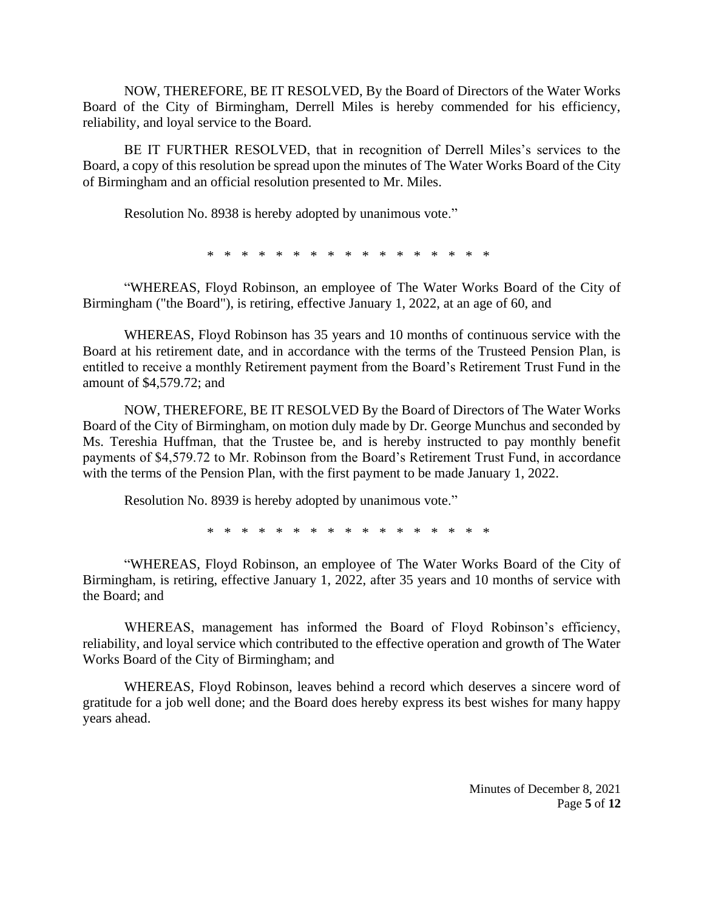NOW, THEREFORE, BE IT RESOLVED, By the Board of Directors of the Water Works Board of the City of Birmingham, Derrell Miles is hereby commended for his efficiency, reliability, and loyal service to the Board.

BE IT FURTHER RESOLVED, that in recognition of Derrell Miles's services to the Board, a copy of this resolution be spread upon the minutes of The Water Works Board of the City of Birmingham and an official resolution presented to Mr. Miles.

Resolution No. 8938 is hereby adopted by unanimous vote."

\* \* \* \* \* \* \* \* \* \* \* \* \* \* \* \* \* \*

"WHEREAS, Floyd Robinson, an employee of The Water Works Board of the City of Birmingham ("the Board"), is retiring, effective January 1, 2022, at an age of 60, and

WHEREAS, Floyd Robinson has 35 years and 10 months of continuous service with the Board at his retirement date, and in accordance with the terms of the Trusteed Pension Plan, is entitled to receive a monthly Retirement payment from the Board's Retirement Trust Fund in the amount of $4,579.72; and

NOW, THEREFORE, BE IT RESOLVED By the Board of Directors of The Water Works Board of the City of Birmingham, on motion duly made by Dr. George Munchus and seconded by Ms. Tereshia Huffman, that the Trustee be, and is hereby instructed to pay monthly benefit payments of $4,579.72 to Mr. Robinson from the Board's Retirement Trust Fund, in accordance with the terms of the Pension Plan, with the first payment to be made January 1, 2022.

Resolution No. 8939 is hereby adopted by unanimous vote."

\* \* \* \* \* \* \* \* \* \* \* \* \* \* \* \* \* \*

"WHEREAS, Floyd Robinson, an employee of The Water Works Board of the City of Birmingham, is retiring, effective January 1, 2022, after 35 years and 10 months of service with the Board; and

WHEREAS, management has informed the Board of Floyd Robinson's efficiency, reliability, and loyal service which contributed to the effective operation and growth of The Water Works Board of the City of Birmingham; and

WHEREAS, Floyd Robinson, leaves behind a record which deserves a sincere word of gratitude for a job well done; and the Board does hereby express its best wishes for many happy years ahead.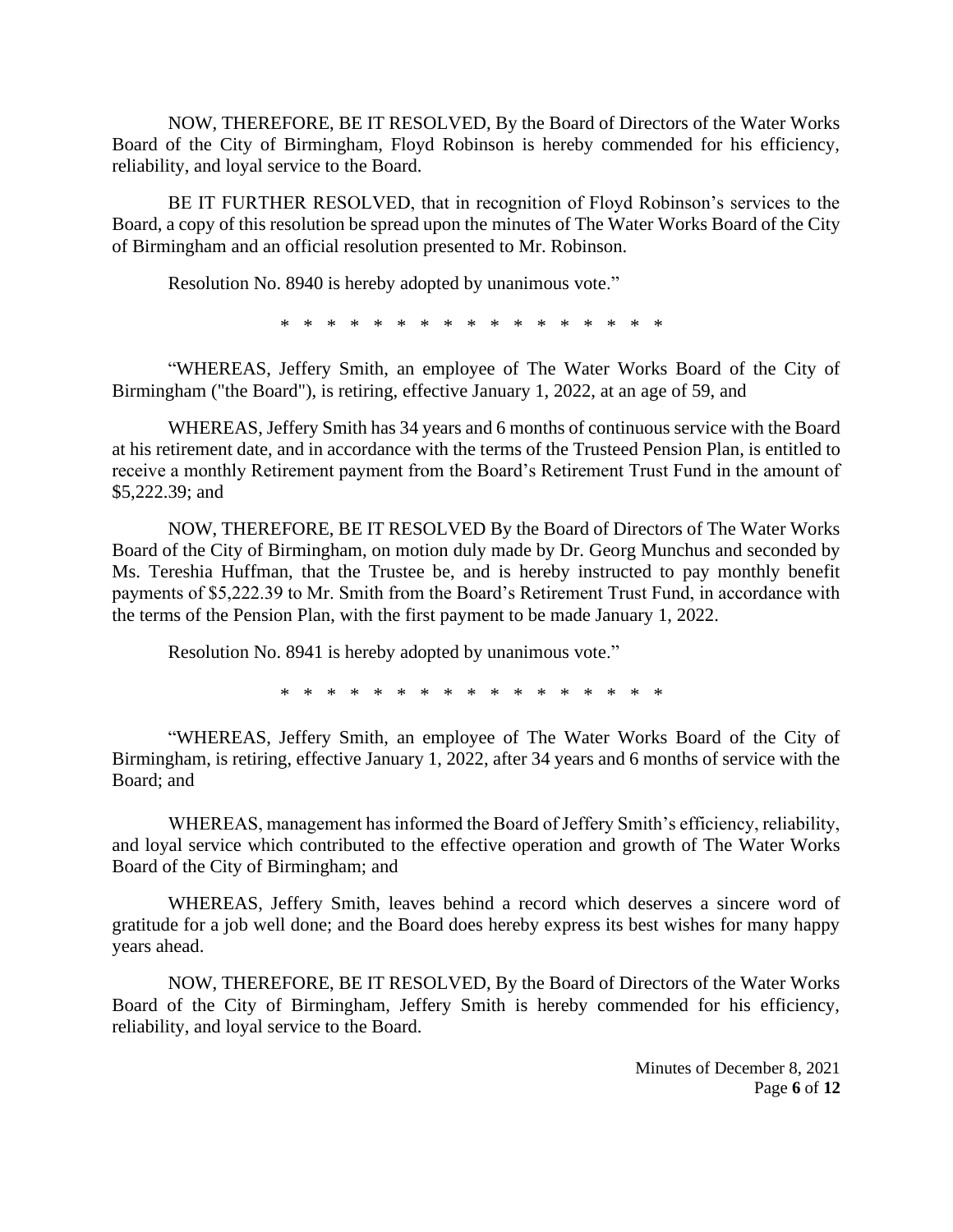NOW, THEREFORE, BE IT RESOLVED, By the Board of Directors of the Water Works Board of the City of Birmingham, Floyd Robinson is hereby commended for his efficiency, reliability, and loyal service to the Board.

BE IT FURTHER RESOLVED, that in recognition of Floyd Robinson's services to the Board, a copy of this resolution be spread upon the minutes of The Water Works Board of the City of Birmingham and an official resolution presented to Mr. Robinson.

Resolution No. 8940 is hereby adopted by unanimous vote."

\* \* \* \* \* \* \* \* \* \* \* \* \* \* \* \* \* \*

"WHEREAS, Jeffery Smith, an employee of The Water Works Board of the City of Birmingham ("the Board"), is retiring, effective January 1, 2022, at an age of 59, and

WHEREAS, Jeffery Smith has 34 years and 6 months of continuous service with the Board at his retirement date, and in accordance with the terms of the Trusteed Pension Plan, is entitled to receive a monthly Retirement payment from the Board's Retirement Trust Fund in the amount of $5,222.39; and

NOW, THEREFORE, BE IT RESOLVED By the Board of Directors of The Water Works Board of the City of Birmingham, on motion duly made by Dr. Georg Munchus and seconded by Ms. Tereshia Huffman, that the Trustee be, and is hereby instructed to pay monthly benefit payments of $5,222.39 to Mr. Smith from the Board's Retirement Trust Fund, in accordance with the terms of the Pension Plan, with the first payment to be made January 1, 2022.

Resolution No. 8941 is hereby adopted by unanimous vote."

\* \* \* \* \* \* \* \* \* \* \* \* \* \* \* \* \* \*

"WHEREAS, Jeffery Smith, an employee of The Water Works Board of the City of Birmingham, is retiring, effective January 1, 2022, after 34 years and 6 months of service with the Board; and

WHEREAS, management has informed the Board of Jeffery Smith's efficiency, reliability, and loyal service which contributed to the effective operation and growth of The Water Works Board of the City of Birmingham; and

WHEREAS, Jeffery Smith, leaves behind a record which deserves a sincere word of gratitude for a job well done; and the Board does hereby express its best wishes for many happy years ahead.

NOW, THEREFORE, BE IT RESOLVED, By the Board of Directors of the Water Works Board of the City of Birmingham, Jeffery Smith is hereby commended for his efficiency, reliability, and loyal service to the Board.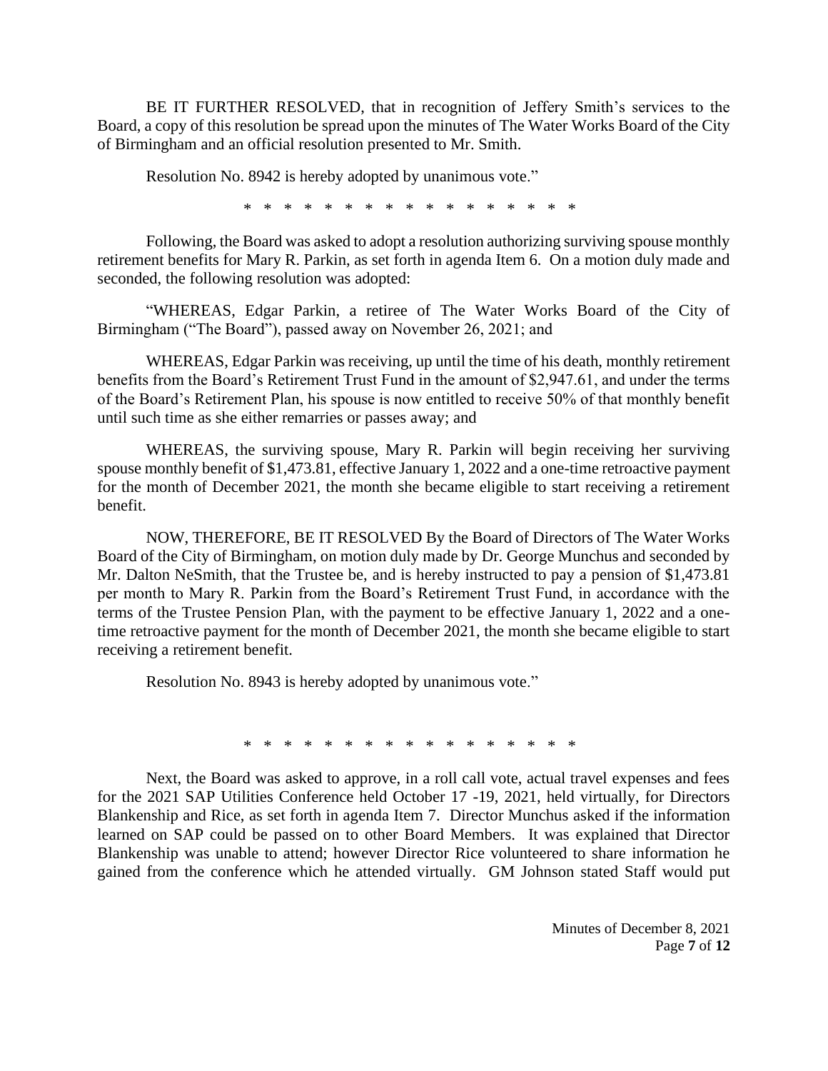BE IT FURTHER RESOLVED, that in recognition of Jeffery Smith's services to the Board, a copy of this resolution be spread upon the minutes of The Water Works Board of the City of Birmingham and an official resolution presented to Mr. Smith.

Resolution No. 8942 is hereby adopted by unanimous vote."

\* \* \* \* \* \* \* \* \* \* \* \* \* \* \* \* \* \* \*

Following, the Board was asked to adopt a resolution authorizing surviving spouse monthly retirement benefits for Mary R. Parkin, as set forth in agenda Item 6. On a motion duly made and seconded, the following resolution was adopted:

"WHEREAS, Edgar Parkin, a retiree of The Water Works Board of the City of Birmingham ("The Board"), passed away on November 26, 2021; and

WHEREAS, Edgar Parkin was receiving, up until the time of his death, monthly retirement benefits from the Board's Retirement Trust Fund in the amount of $2,947.61, and under the terms of the Board's Retirement Plan, his spouse is now entitled to receive 50% of that monthly benefit until such time as she either remarries or passes away; and

WHEREAS, the surviving spouse, Mary R. Parkin will begin receiving her surviving spouse monthly benefit of $1,473.81, effective January 1, 2022 and a one-time retroactive payment for the month of December 2021, the month she became eligible to start receiving a retirement benefit.

NOW, THEREFORE, BE IT RESOLVED By the Board of Directors of The Water Works Board of the City of Birmingham, on motion duly made by Dr. George Munchus and seconded by Mr. Dalton NeSmith, that the Trustee be, and is hereby instructed to pay a pension of $1,473.81 per month to Mary R. Parkin from the Board's Retirement Trust Fund, in accordance with the terms of the Trustee Pension Plan, with the payment to be effective January 1, 2022 and a one-time retroactive payment for the month of December 2021, the month she became eligible to start receiving a retirement benefit.

Resolution No. 8943 is hereby adopted by unanimous vote."

\* \* \* \* \* \* \* \* \* \* \* \* \* \* \* \* \* \* \*

Next, the Board was asked to approve, in a roll call vote, actual travel expenses and fees for the 2021 SAP Utilities Conference held October 17 -19, 2021, held virtually, for Directors Blankenship and Rice, as set forth in agenda Item 7. Director Munchus asked if the information learned on SAP could be passed on to other Board Members. It was explained that Director Blankenship was unable to attend; however Director Rice volunteered to share information he gained from the conference which he attended virtually. GM Johnson stated Staff would put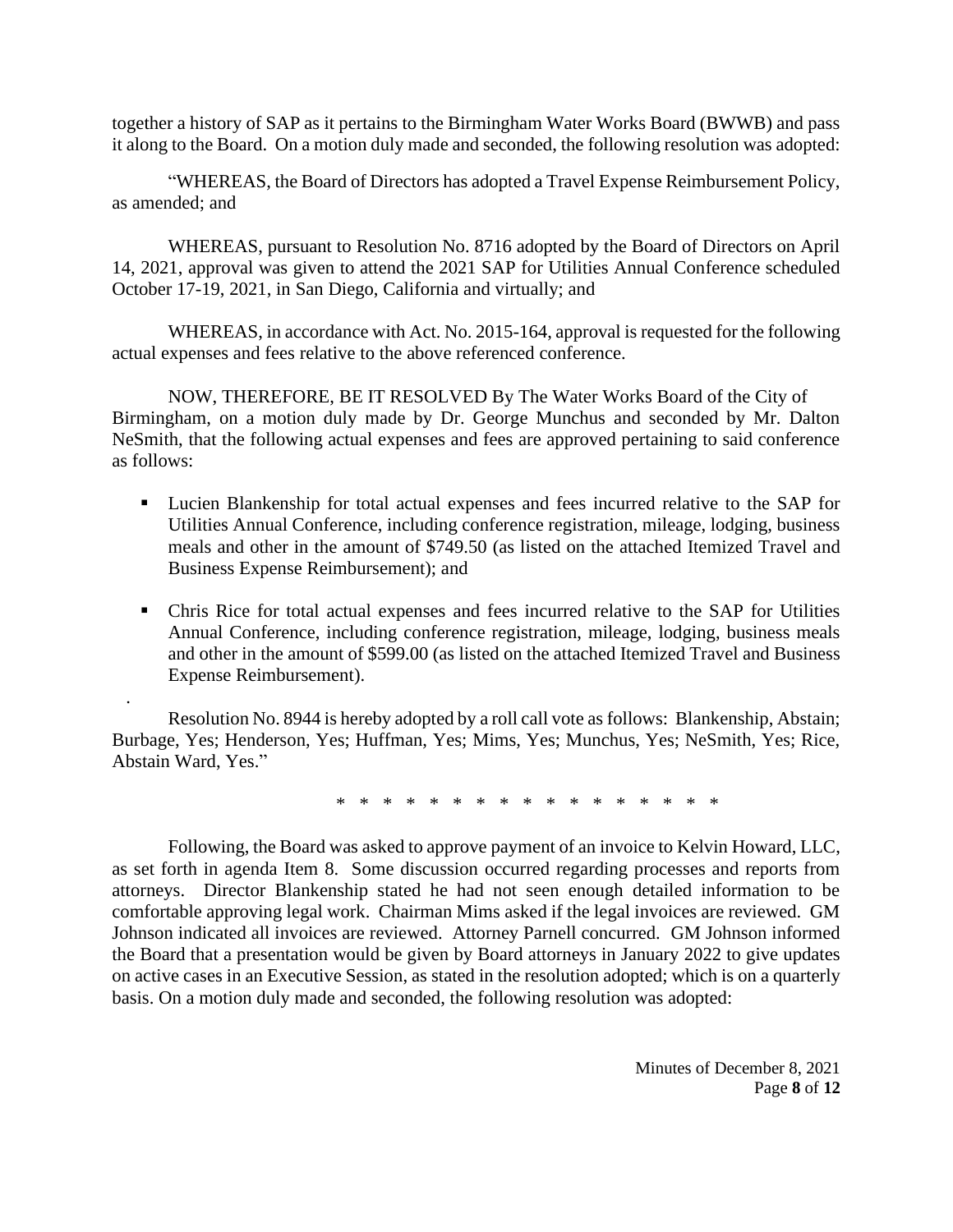together a history of SAP as it pertains to the Birmingham Water Works Board (BWWB) and pass it along to the Board. On a motion duly made and seconded, the following resolution was adopted:

"WHEREAS, the Board of Directors has adopted a Travel Expense Reimbursement Policy, as amended; and

WHEREAS, pursuant to Resolution No. 8716 adopted by the Board of Directors on April 14, 2021, approval was given to attend the 2021 SAP for Utilities Annual Conference scheduled October 17-19, 2021, in San Diego, California and virtually; and

WHEREAS, in accordance with Act. No. 2015-164, approval is requested for the following actual expenses and fees relative to the above referenced conference.

NOW, THEREFORE, BE IT RESOLVED By The Water Works Board of the City of Birmingham, on a motion duly made by Dr. George Munchus and seconded by Mr. Dalton NeSmith, that the following actual expenses and fees are approved pertaining to said conference as follows:

- Lucien Blankenship for total actual expenses and fees incurred relative to the SAP for Utilities Annual Conference, including conference registration, mileage, lodging, business meals and other in the amount of $749.50 (as listed on the attached Itemized Travel and Business Expense Reimbursement); and
- Chris Rice for total actual expenses and fees incurred relative to the SAP for Utilities Annual Conference, including conference registration, mileage, lodging, business meals and other in the amount of $599.00 (as listed on the attached Itemized Travel and Business Expense Reimbursement).

.

Resolution No. 8944 is hereby adopted by a roll call vote as follows: Blankenship, Abstain; Burbage, Yes; Henderson, Yes; Huffman, Yes; Mims, Yes; Munchus, Yes; NeSmith, Yes; Rice, Abstain Ward, Yes."

\* \* \* \* \* \* \* \* \* \* \* \* \* \* \* \* \* \* \*

Following, the Board was asked to approve payment of an invoice to Kelvin Howard, LLC, as set forth in agenda Item 8. Some discussion occurred regarding processes and reports from attorneys. Director Blankenship stated he had not seen enough detailed information to be comfortable approving legal work. Chairman Mims asked if the legal invoices are reviewed. GM Johnson indicated all invoices are reviewed. Attorney Parnell concurred. GM Johnson informed the Board that a presentation would be given by Board attorneys in January 2022 to give updates on active cases in an Executive Session, as stated in the resolution adopted; which is on a quarterly basis. On a motion duly made and seconded, the following resolution was adopted: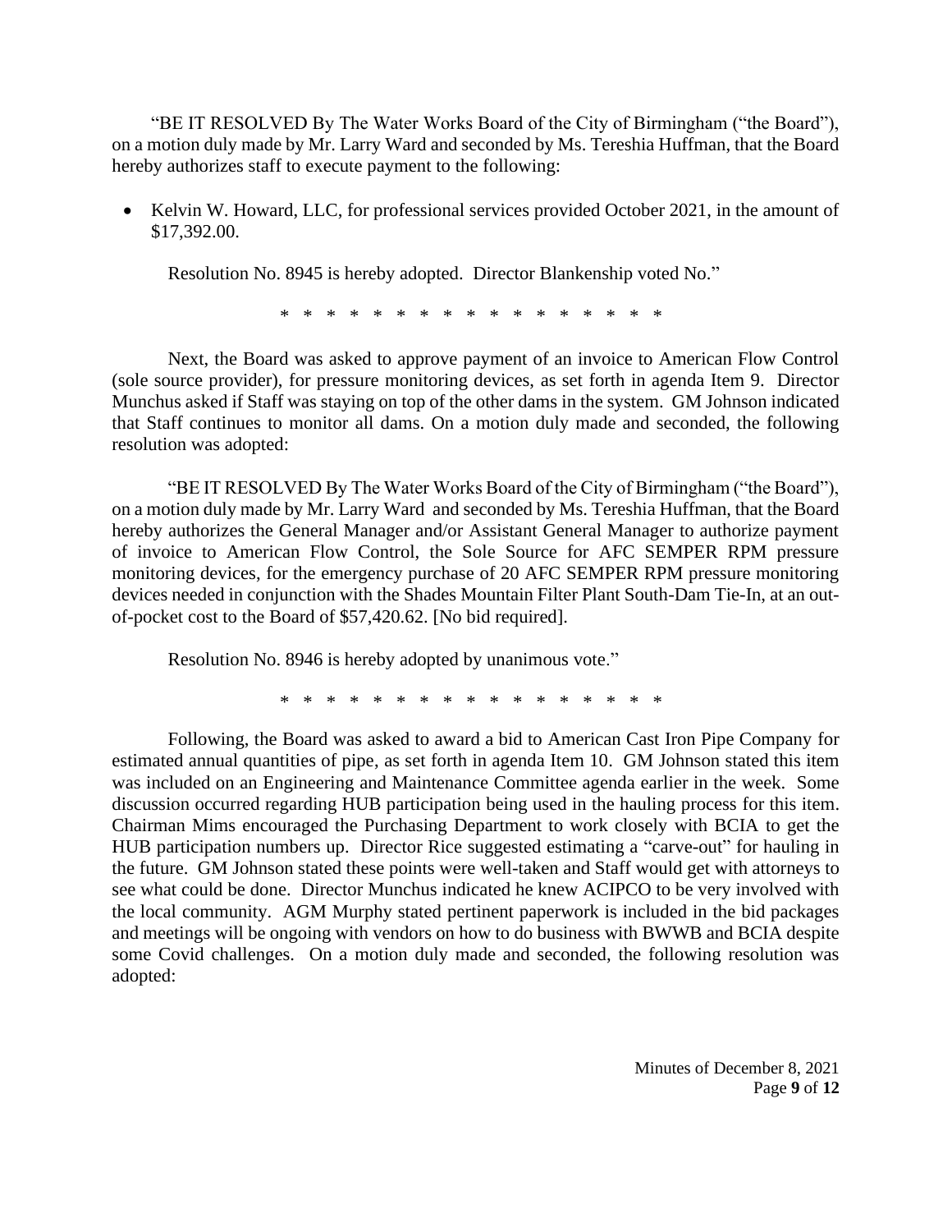"BE IT RESOLVED By The Water Works Board of the City of Birmingham ("the Board"), on a motion duly made by Mr. Larry Ward and seconded by Ms. Tereshia Huffman, that the Board hereby authorizes staff to execute payment to the following:

- Kelvin W. Howard, LLC, for professional services provided October 2021, in the amount of $17,392.00.

Resolution No. 8945 is hereby adopted. Director Blankenship voted No."

\* \* \* \* \* \* \* \* \* \* \* \* \* \* \* \* \* \* \*

Next, the Board was asked to approve payment of an invoice to American Flow Control (sole source provider), for pressure monitoring devices, as set forth in agenda Item 9. Director Munchus asked if Staff was staying on top of the other dams in the system. GM Johnson indicated that Staff continues to monitor all dams. On a motion duly made and seconded, the following resolution was adopted:

"BE IT RESOLVED By The Water Works Board of the City of Birmingham ("the Board"), on a motion duly made by Mr. Larry Ward and seconded by Ms. Tereshia Huffman, that the Board hereby authorizes the General Manager and/or Assistant General Manager to authorize payment of invoice to American Flow Control, the Sole Source for AFC SEMPER RPM pressure monitoring devices, for the emergency purchase of 20 AFC SEMPER RPM pressure monitoring devices needed in conjunction with the Shades Mountain Filter Plant South-Dam Tie-In, at an out-of-pocket cost to the Board of $57,420.62. [No bid required].

Resolution No. 8946 is hereby adopted by unanimous vote."

\* \* \* \* \* \* \* \* \* \* \* \* \* \* \* \* \* \* \*

Following, the Board was asked to award a bid to American Cast Iron Pipe Company for estimated annual quantities of pipe, as set forth in agenda Item 10. GM Johnson stated this item was included on an Engineering and Maintenance Committee agenda earlier in the week. Some discussion occurred regarding HUB participation being used in the hauling process for this item. Chairman Mims encouraged the Purchasing Department to work closely with BCIA to get the HUB participation numbers up. Director Rice suggested estimating a "carve-out" for hauling in the future. GM Johnson stated these points were well-taken and Staff would get with attorneys to see what could be done. Director Munchus indicated he knew ACIPCO to be very involved with the local community. AGM Murphy stated pertinent paperwork is included in the bid packages and meetings will be ongoing with vendors on how to do business with BWWB and BCIA despite some Covid challenges. On a motion duly made and seconded, the following resolution was adopted: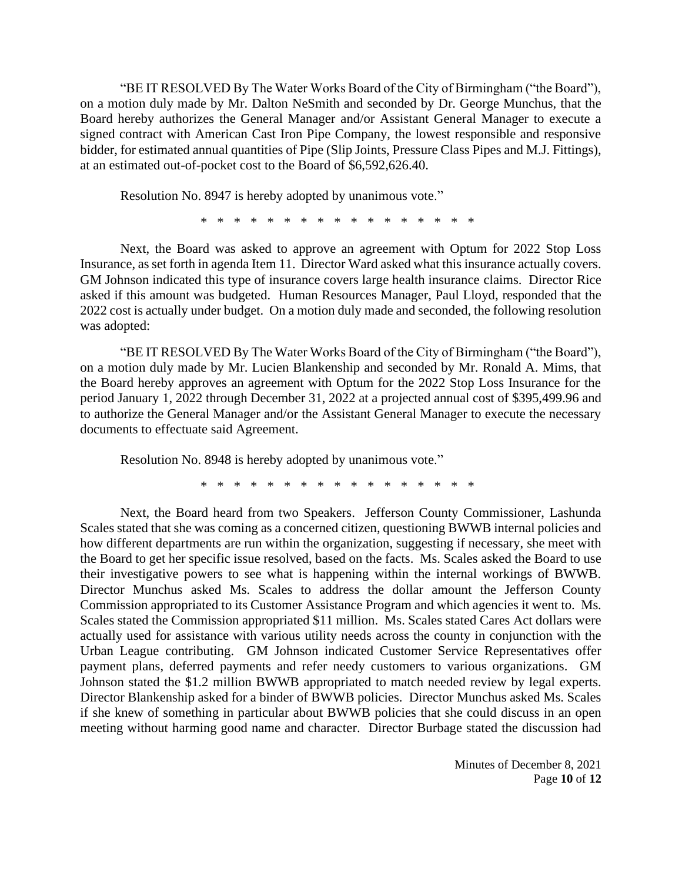"BE IT RESOLVED By The Water Works Board of the City of Birmingham ("the Board"), on a motion duly made by Mr. Dalton NeSmith and seconded by Dr. George Munchus, that the Board hereby authorizes the General Manager and/or Assistant General Manager to execute a signed contract with American Cast Iron Pipe Company, the lowest responsible and responsive bidder, for estimated annual quantities of Pipe (Slip Joints, Pressure Class Pipes and M.J. Fittings), at an estimated out-of-pocket cost to the Board of $6,592,626.40.

Resolution No. 8947 is hereby adopted by unanimous vote."

\* \* \* \* \* \* \* \* \* \* \* \* \* \* \* \* \* \* \*

Next, the Board was asked to approve an agreement with Optum for 2022 Stop Loss Insurance, as set forth in agenda Item 11. Director Ward asked what this insurance actually covers. GM Johnson indicated this type of insurance covers large health insurance claims. Director Rice asked if this amount was budgeted. Human Resources Manager, Paul Lloyd, responded that the 2022 cost is actually under budget. On a motion duly made and seconded, the following resolution was adopted:

"BE IT RESOLVED By The Water Works Board of the City of Birmingham ("the Board"), on a motion duly made by Mr. Lucien Blankenship and seconded by Mr. Ronald A. Mims, that the Board hereby approves an agreement with Optum for the 2022 Stop Loss Insurance for the period January 1, 2022 through December 31, 2022 at a projected annual cost of $395,499.96 and to authorize the General Manager and/or the Assistant General Manager to execute the necessary documents to effectuate said Agreement.

Resolution No. 8948 is hereby adopted by unanimous vote."

\* \* \* \* \* \* \* \* \* \* \* \* \* \* \* \* \* \* \*

Next, the Board heard from two Speakers. Jefferson County Commissioner, Lashunda Scales stated that she was coming as a concerned citizen, questioning BWWB internal policies and how different departments are run within the organization, suggesting if necessary, she meet with the Board to get her specific issue resolved, based on the facts. Ms. Scales asked the Board to use their investigative powers to see what is happening within the internal workings of BWWB. Director Munchus asked Ms. Scales to address the dollar amount the Jefferson County Commission appropriated to its Customer Assistance Program and which agencies it went to. Ms. Scales stated the Commission appropriated $11 million. Ms. Scales stated Cares Act dollars were actually used for assistance with various utility needs across the county in conjunction with the Urban League contributing. GM Johnson indicated Customer Service Representatives offer payment plans, deferred payments and refer needy customers to various organizations. GM Johnson stated the $1.2 million BWWB appropriated to match needed review by legal experts. Director Blankenship asked for a binder of BWWB policies. Director Munchus asked Ms. Scales if she knew of something in particular about BWWB policies that she could discuss in an open meeting without harming good name and character. Director Burbage stated the discussion had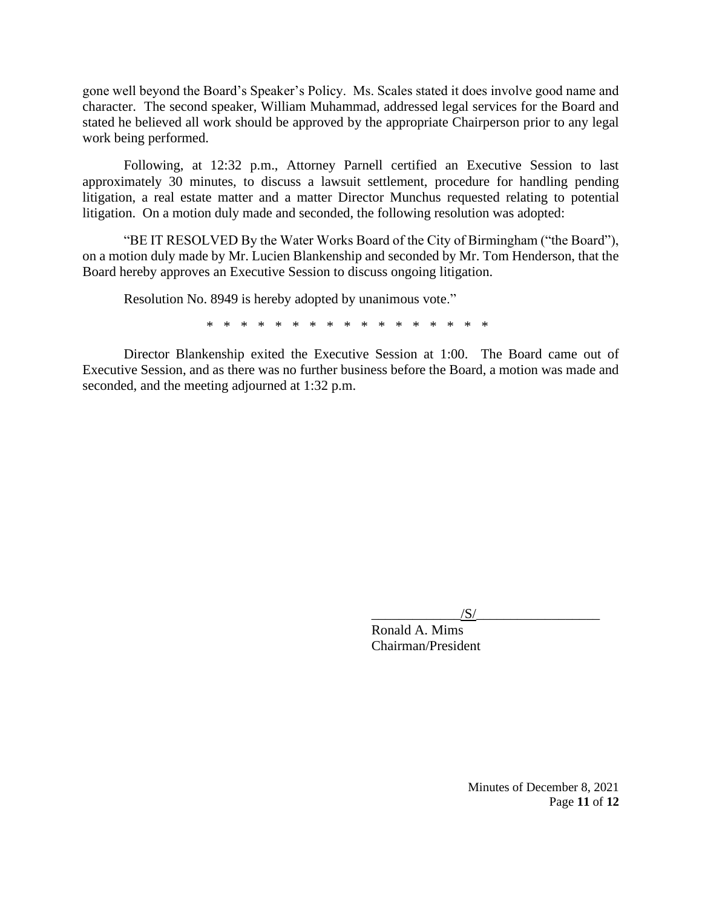gone well beyond the Board's Speaker's Policy. Ms. Scales stated it does involve good name and character. The second speaker, William Muhammad, addressed legal services for the Board and stated he believed all work should be approved by the appropriate Chairperson prior to any legal work being performed.

Following, at 12:32 p.m., Attorney Parnell certified an Executive Session to last approximately 30 minutes, to discuss a lawsuit settlement, procedure for handling pending litigation, a real estate matter and a matter Director Munchus requested relating to potential litigation. On a motion duly made and seconded, the following resolution was adopted:

"BE IT RESOLVED By the Water Works Board of the City of Birmingham ("the Board"), on a motion duly made by Mr. Lucien Blankenship and seconded by Mr. Tom Henderson, that the Board hereby approves an Executive Session to discuss ongoing litigation.

Resolution No. 8949 is hereby adopted by unanimous vote."

\* \* \* \* \* \* \* \* \* \* \* \* \* \* \* \* \* \*

Director Blankenship exited the Executive Session at 1:00. The Board came out of Executive Session, and as there was no further business before the Board, a motion was made and seconded, and the meeting adjourned at 1:32 p.m.

/S/

Ronald A. Mims
Chairman/President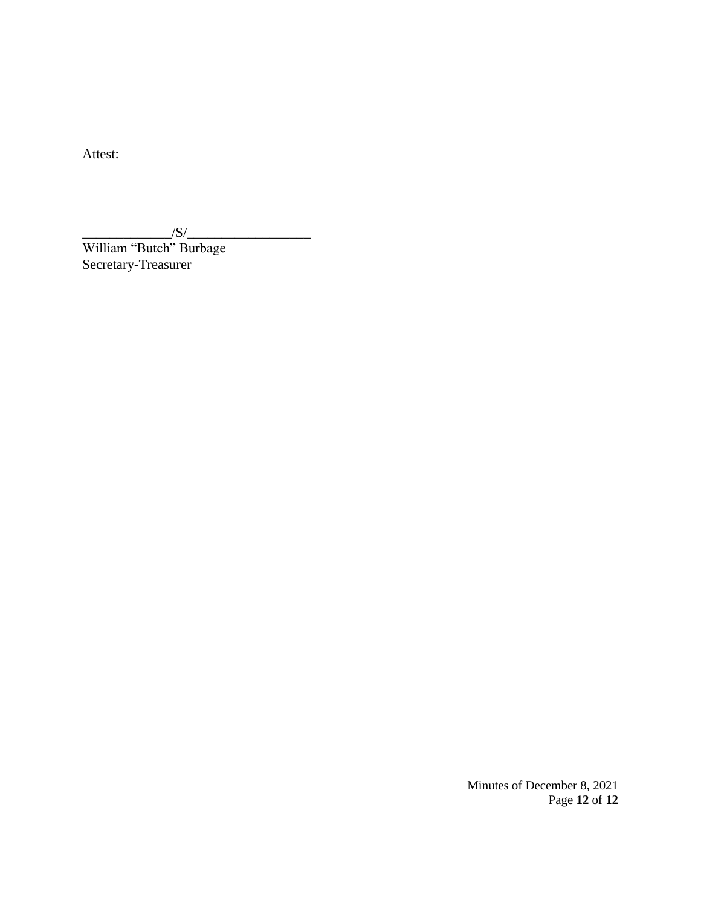Attest:

_____________/S/__________________
William "Butch" Burbage
Secretary-Treasurer